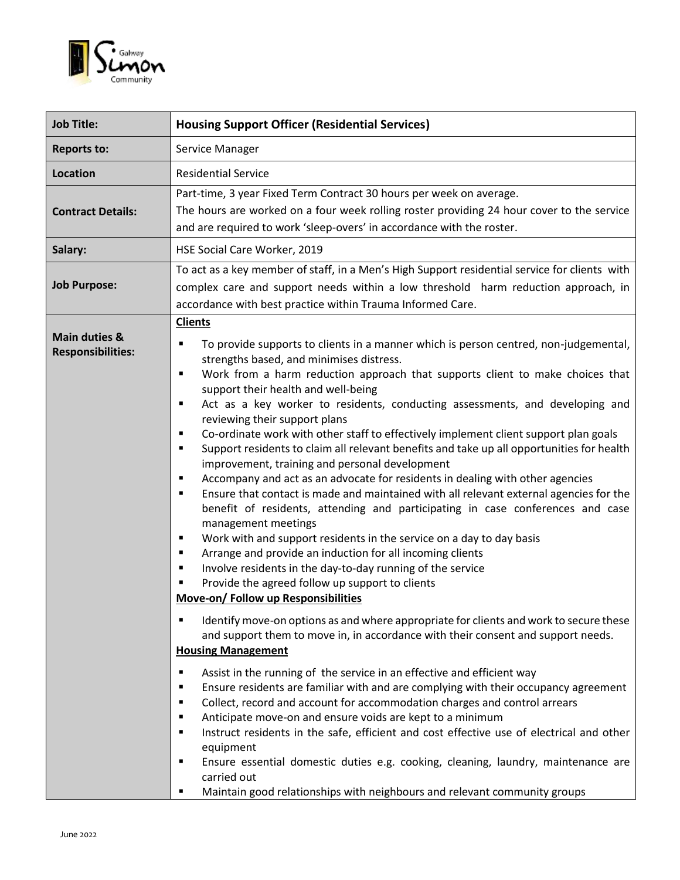| Job Title: | **Housing Support Officer (Residential Services)** |
|---|---|
| **Reports to:** | Service Manager |
| **Location** | Residential Service |
| **Contract Details:** | Part-time, 3 year Fixed Term Contract 30 hours per week on average.<br>The hours are worked on a four week rolling roster providing 24 hour cover to the service and are required to work 'sleep-overs' in accordance with the roster. |
| **Salary:** | HSE Social Care Worker, 2019 |
| **Job Purpose:** | To act as a key member of staff, in a Men's High Support residential service for clients with complex care and support needs within a low threshold harm reduction approach, in accordance with best practice within Trauma Informed Care. |
| **Main duties & Responsibilities:** | **<u>Clients</u>**<br>▪ To provide supports to clients in a manner which is person centred, non-judgemental, strengths based, and minimises distress.<br>▪ Work from a harm reduction approach that supports client to make choices that support their health and well-being<br>▪ Act as a key worker to residents, conducting assessments, and developing and reviewing their support plans<br>▪ Co-ordinate work with other staff to effectively implement client support plan goals<br>▪ Support residents to claim all relevant benefits and take up all opportunities for health improvement, training and personal development<br>▪ Accompany and act as an advocate for residents in dealing with other agencies<br>▪ Ensure that contact is made and maintained with all relevant external agencies for the benefit of residents, attending and participating in case conferences and case management meetings<br>▪ Work with and support residents in the service on a day to day basis<br>▪ Arrange and provide an induction for all incoming clients<br>▪ Involve residents in the day-to-day running of the service<br>▪ Provide the agreed follow up support to clients<br>**<u>Move-on/ Follow up Responsibilities</u>**<br>▪ Identify move-on options as and where appropriate for clients and work to secure these and support them to move in, in accordance with their consent and support needs.<br>**<u>Housing Management</u>**<br>▪ Assist in the running of the service in an effective and efficient way<br>▪ Ensure residents are familiar with and are complying with their occupancy agreement<br>▪ Collect, record and account for accommodation charges and control arrears<br>▪ Anticipate move-on and ensure voids are kept to a minimum<br>▪ Instruct residents in the safe, efficient and cost effective use of electrical and other equipment<br>▪ Ensure essential domestic duties e.g. cooking, cleaning, laundry, maintenance are carried out<br>▪ Maintain good relationships with neighbours and relevant community groups |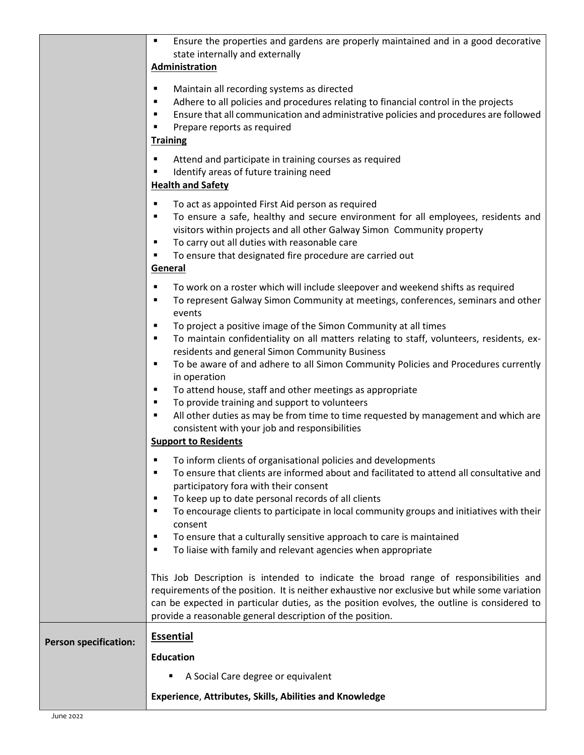- Ensure the properties and gardens are properly maintained and in a good decorative state internally and externally

**Administration**

- Maintain all recording systems as directed
- Adhere to all policies and procedures relating to financial control in the projects
- Ensure that all communication and administrative policies and procedures are followed
- Prepare reports as required

**Training**

- Attend and participate in training courses as required
- Identify areas of future training need

**Health and Safety**

- To act as appointed First Aid person as required
- To ensure a safe, healthy and secure environment for all employees, residents and visitors within projects and all other Galway Simon Community property
- To carry out all duties with reasonable care
- To ensure that designated fire procedure are carried out

**General**

- To work on a roster which will include sleepover and weekend shifts as required
- To represent Galway Simon Community at meetings, conferences, seminars and other events
- To project a positive image of the Simon Community at all times
- To maintain confidentiality on all matters relating to staff, volunteers, residents, ex-residents and general Simon Community Business
- To be aware of and adhere to all Simon Community Policies and Procedures currently in operation
- To attend house, staff and other meetings as appropriate
- To provide training and support to volunteers
- All other duties as may be from time to time requested by management and which are consistent with your job and responsibilities

**Support to Residents**

- To inform clients of organisational policies and developments
- To ensure that clients are informed about and facilitated to attend all consultative and participatory fora with their consent
- To keep up to date personal records of all clients
- To encourage clients to participate in local community groups and initiatives with their consent
- To ensure that a culturally sensitive approach to care is maintained
- To liaise with family and relevant agencies when appropriate

This Job Description is intended to indicate the broad range of responsibilities and requirements of the position. It is neither exhaustive nor exclusive but while some variation can be expected in particular duties, as the position evolves, the outline is considered to provide a reasonable general description of the position.

**Person specification:**

**Essential**

**Education**

- A Social Care degree or equivalent

**Experience, Attributes, Skills, Abilities and Knowledge**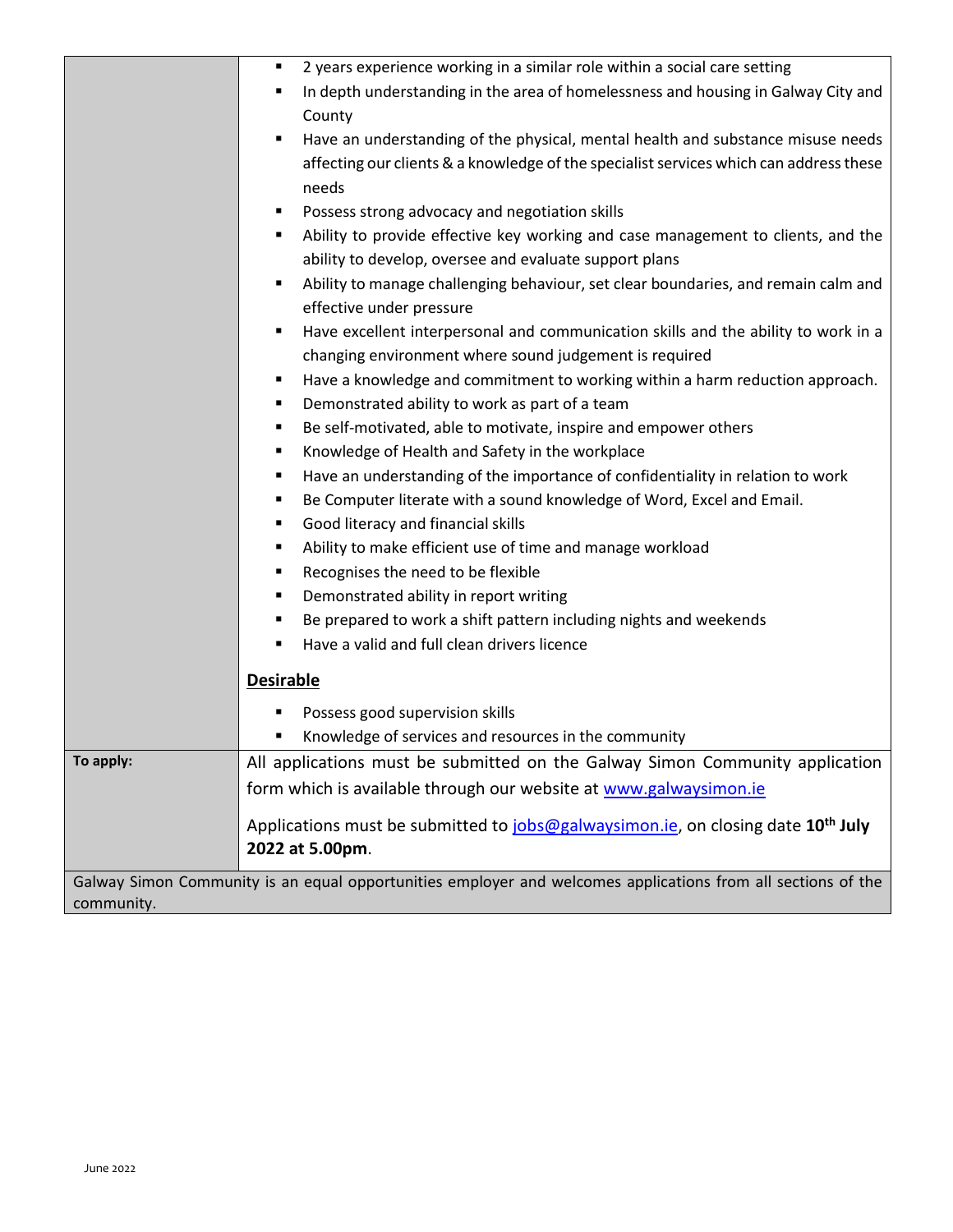| | |
|---|---|
| | ▪ 2 years experience working in a similar role within a social care setting<br>▪ In depth understanding in the area of homelessness and housing in Galway City and County<br>▪ Have an understanding of the physical, mental health and substance misuse needs affecting our clients & a knowledge of the specialist services which can address these needs<br>▪ Possess strong advocacy and negotiation skills<br>▪ Ability to provide effective key working and case management to clients, and the ability to develop, oversee and evaluate support plans<br>▪ Ability to manage challenging behaviour, set clear boundaries, and remain calm and effective under pressure<br>▪ Have excellent interpersonal and communication skills and the ability to work in a changing environment where sound judgement is required<br>▪ Have a knowledge and commitment to working within a harm reduction approach.<br>▪ Demonstrated ability to work as part of a team<br>▪ Be self-motivated, able to motivate, inspire and empower others<br>▪ Knowledge of Health and Safety in the workplace<br>▪ Have an understanding of the importance of confidentiality in relation to work<br>▪ Be Computer literate with a sound knowledge of Word, Excel and Email.<br>▪ Good literacy and financial skills<br>▪ Ability to make efficient use of time and manage workload<br>▪ Recognises the need to be flexible<br>▪ Demonstrated ability in report writing<br>▪ Be prepared to work a shift pattern including nights and weekends<br>▪ Have a valid and full clean drivers licence<br><br>**Desirable**<br><br>▪ Possess good supervision skills<br>▪ Knowledge of services and resources in the community |
| **To apply:** | All applications must be submitted on the Galway Simon Community application form which is available through our website at www.galwaysimon.ie<br><br>Applications must be submitted to jobs@galwaysimon.ie, on closing date **10th July 2022 at 5.00pm**. |

Galway Simon Community is an equal opportunities employer and welcomes applications from all sections of the community.

June 2022